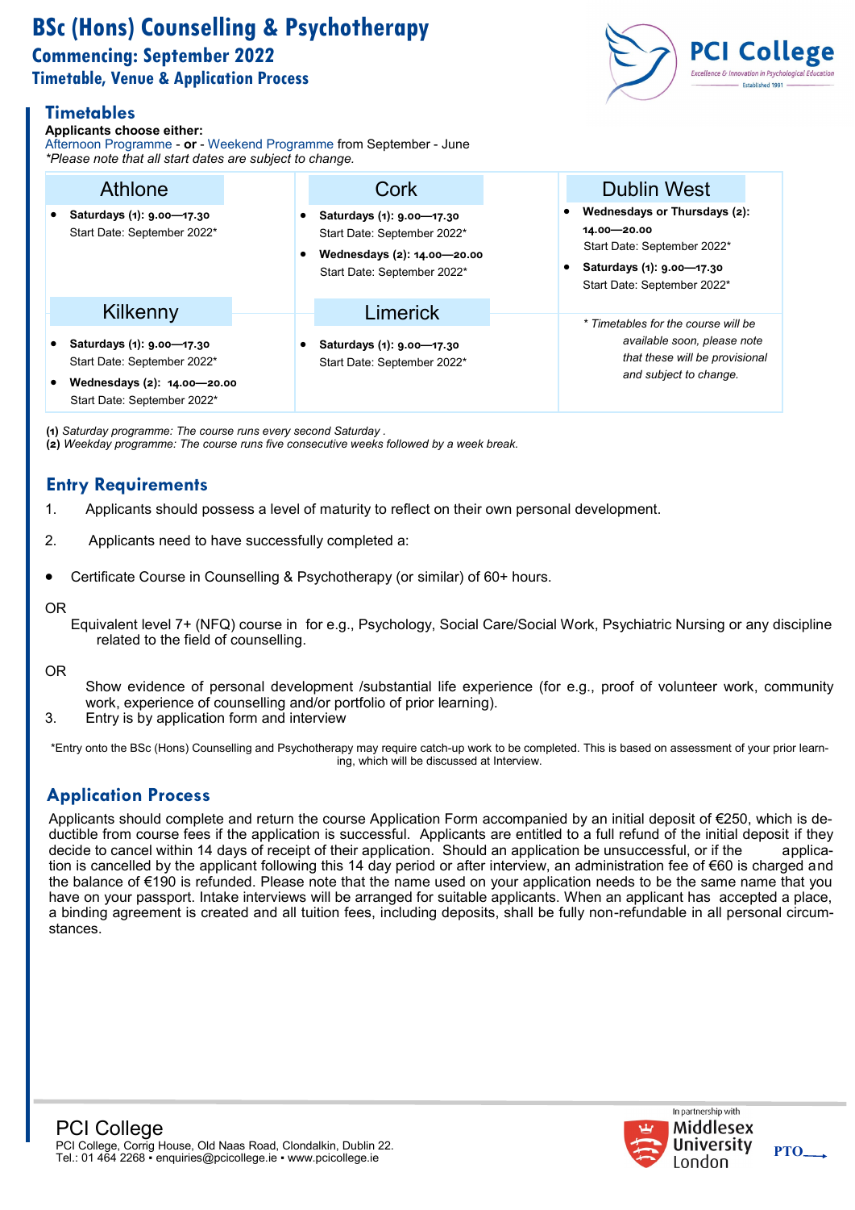# BSc (Hons) Counselling & Psychotherapy

## Commencing: September 2022

### Timetable, Venue & Application Process

## Timetables

**Applicants choose either:**
Afternoon Programme - **or** - Weekend Programme from September - June
*\*Please note that all start dates are subject to change.*

### Athlone

- **Saturdays (1): 9.00—17.30**
  Start Date: September 2022*

### Cork

- **Saturdays (1): 9.00—17.30**
  Start Date: September 2022*
- **Wednesdays (2): 14.00—20.00**
  Start Date: September 2022*

### Dublin West

- **Wednesdays or Thursdays (2): 14.00—20.00**
  Start Date: September 2022*
- **Saturdays (1): 9.00—17.30**
  Start Date: September 2022*

### Kilkenny

- **Saturdays (1): 9.00—17.30**
  Start Date: September 2022*
- **Wednesdays (2): 14.00—20.00**
  Start Date: September 2022*

### Limerick

- **Saturdays (1): 9.00—17.30**
  Start Date: September 2022*

*\* Timetables for the course will be available soon, please note that these will be provisional and subject to change.*

**(1)** *Saturday programme: The course runs every second Saturday .*
**(2)** *Weekday programme: The course runs five consecutive weeks followed by a week break.*

## Entry Requirements

1. Applicants should possess a level of maturity to reflect on their own personal development.
2. Applicants need to have successfully completed a:

- Certificate Course in Counselling & Psychotherapy (or similar) of 60+ hours.

OR

Equivalent level 7+ (NFQ) course in for e.g., Psychology, Social Care/Social Work, Psychiatric Nursing or any discipline related to the field of counselling.

OR

Show evidence of personal development /substantial life experience (for e.g., proof of volunteer work, community work, experience of counselling and/or portfolio of prior learning).

3. Entry is by application form and interview

*Entry onto the BSc (Hons) Counselling and Psychotherapy may require catch-up work to be completed. This is based on assessment of your prior learning, which will be discussed at Interview.

## Application Process

Applicants should complete and return the course Application Form accompanied by an initial deposit of €250, which is deductible from course fees if the application is successful. Applicants are entitled to a full refund of the initial deposit if they decide to cancel within 14 days of receipt of their application. Should an application be unsuccessful, or if the application is cancelled by the applicant following this 14 day period or after interview, an administration fee of €60 is charged and the balance of €190 is refunded. Please note that the name used on your application needs to be the same name that you have on your passport. Intake interviews will be arranged for suitable applicants. When an applicant has accepted a place, a binding agreement is created and all tuition fees, including deposits, shall be fully non-refundable in all personal circumstances.

PCI College
PCI College, Corrig House, Old Naas Road, Clondalkin, Dublin 22.
Tel.: 01 464 2268 ▪ enquiries@pcicollege.ie ▪ www.pcicollege.ie

In partnership with Middlesex University London

PTO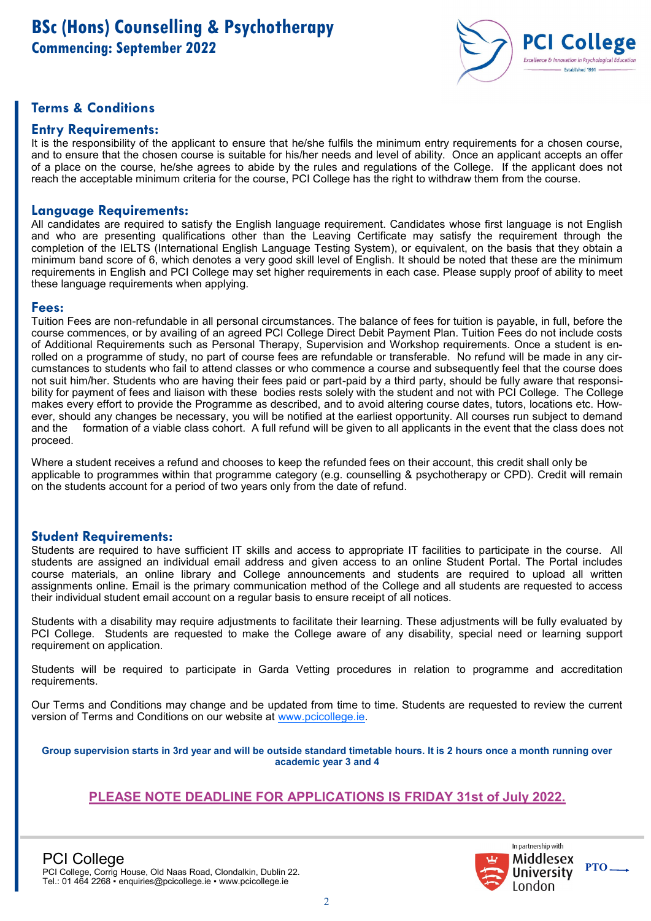# BSc (Hons) Counselling & Psychotherapy

## Commencing: September 2022

## Terms & Conditions

### Entry Requirements:

It is the responsibility of the applicant to ensure that he/she fulfils the minimum entry requirements for a chosen course, and to ensure that the chosen course is suitable for his/her needs and level of ability. Once an applicant accepts an offer of a place on the course, he/she agrees to abide by the rules and regulations of the College. If the applicant does not reach the acceptable minimum criteria for the course, PCI College has the right to withdraw them from the course.

### Language Requirements:

All candidates are required to satisfy the English language requirement. Candidates whose first language is not English and who are presenting qualifications other than the Leaving Certificate may satisfy the requirement through the completion of the IELTS (International English Language Testing System), or equivalent, on the basis that they obtain a minimum band score of 6, which denotes a very good skill level of English. It should be noted that these are the minimum requirements in English and PCI College may set higher requirements in each case. Please supply proof of ability to meet these language requirements when applying.

### Fees:

Tuition Fees are non-refundable in all personal circumstances. The balance of fees for tuition is payable, in full, before the course commences, or by availing of an agreed PCI College Direct Debit Payment Plan. Tuition Fees do not include costs of Additional Requirements such as Personal Therapy, Supervision and Workshop requirements. Once a student is enrolled on a programme of study, no part of course fees are refundable or transferable. No refund will be made in any circumstances to students who fail to attend classes or who commence a course and subsequently feel that the course does not suit him/her. Students who are having their fees paid or part-paid by a third party, should be fully aware that responsibility for payment of fees and liaison with these bodies rests solely with the student and not with PCI College. The College makes every effort to provide the Programme as described, and to avoid altering course dates, tutors, locations etc. However, should any changes be necessary, you will be notified at the earliest opportunity. All courses run subject to demand and the formation of a viable class cohort. A full refund will be given to all applicants in the event that the class does not proceed.

Where a student receives a refund and chooses to keep the refunded fees on their account, this credit shall only be applicable to programmes within that programme category (e.g. counselling & psychotherapy or CPD). Credit will remain on the students account for a period of two years only from the date of refund.

### Student Requirements:

Students are required to have sufficient IT skills and access to appropriate IT facilities to participate in the course. All students are assigned an individual email address and given access to an online Student Portal. The Portal includes course materials, an online library and College announcements and students are required to upload all written assignments online. Email is the primary communication method of the College and all students are requested to access their individual student email account on a regular basis to ensure receipt of all notices.

Students with a disability may require adjustments to facilitate their learning. These adjustments will be fully evaluated by PCI College. Students are requested to make the College aware of any disability, special need or learning support requirement on application.

Students will be required to participate in Garda Vetting procedures in relation to programme and accreditation requirements.

Our Terms and Conditions may change and be updated from time to time. Students are requested to review the current version of Terms and Conditions on our website at www.pcicollege.ie.

**Group supervision starts in 3rd year and will be outside standard timetable hours. It is 2 hours once a month running over academic year 3 and 4**

**PLEASE NOTE DEADLINE FOR APPLICATIONS IS FRIDAY 31st of July 2022.**

PCI College
PCI College, Corrig House, Old Naas Road, Clondalkin, Dublin 22.
Tel.: 01 464 2268 ▪ enquiries@pcicollege.ie ▪ www.pcicollege.ie

In partnership with Middlesex University London

PTO →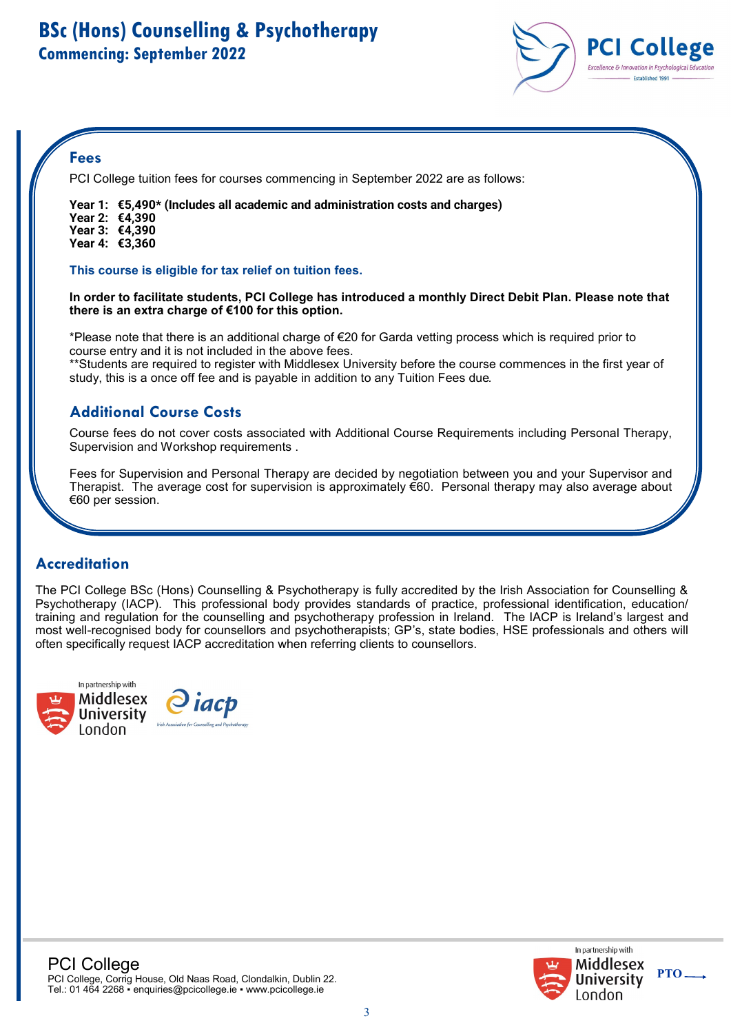# BSc (Hons) Counselling & Psychotherapy
## Commencing: September 2022

### Fees

PCI College tuition fees for courses commencing in September 2022 are as follows:

**Year 1: €5,490* (Includes all academic and administration costs and charges)**
**Year 2: €4,390**
**Year 3: €4,390**
**Year 4: €3,360**

**This course is eligible for tax relief on tuition fees.**

**In order to facilitate students, PCI College has introduced a monthly Direct Debit Plan. Please note that there is an extra charge of €100 for this option.**

*Please note that there is an additional charge of €20 for Garda vetting process which is required prior to course entry and it is not included in the above fees.
**Students are required to register with Middlesex University before the course commences in the first year of study, this is a once off fee and is payable in addition to any Tuition Fees due.

### Additional Course Costs

Course fees do not cover costs associated with Additional Course Requirements including Personal Therapy, Supervision and Workshop requirements .

Fees for Supervision and Personal Therapy are decided by negotiation between you and your Supervisor and Therapist. The average cost for supervision is approximately €60. Personal therapy may also average about €60 per session.

### Accreditation

The PCI College BSc (Hons) Counselling & Psychotherapy is fully accredited by the Irish Association for Counselling & Psychotherapy (IACP). This professional body provides standards of practice, professional identification, education/training and regulation for the counselling and psychotherapy profession in Ireland. The IACP is Ireland's largest and most well-recognised body for counsellors and psychotherapists; GP's, state bodies, HSE professionals and others will often specifically request IACP accreditation when referring clients to counsellors.

PTO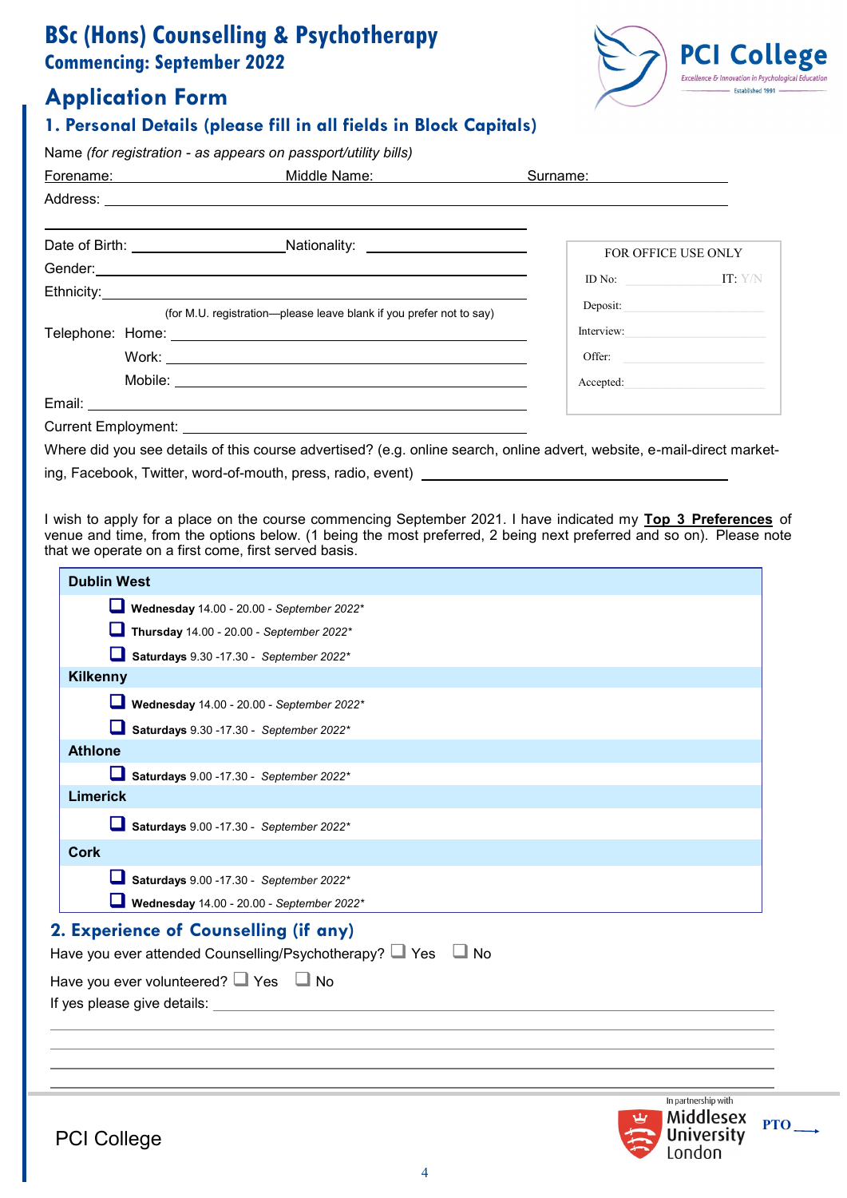# BSc (Hons) Counselling & Psychotherapy

**Commencing: September 2022**

PCI College
*Excellence & Innovation in Psychological Education*
Established 1991

## Application Form

### 1. Personal Details (please fill in all fields in Block Capitals)

Name *(for registration - as appears on passport/utility bills)*

Forename: ______________ Middle Name: ______________ Surname: ______________

Address: ____________________________________________

____________________________________________

Date of Birth: ______________ Nationality: ______________

Gender: ____________________________________________

Ethnicity: ____________________________________________

(for M.U. registration—please leave blank if you prefer not to say)

Telephone: Home: ____________________________________________

Work: ____________________________________________

Mobile: ____________________________________________

Email: ____________________________________________

Current Employment: ____________________________________________

| FOR OFFICE USE ONLY | |
|---|---|
| ID No: | IT: Y/N |
| Deposit: | |
| Interview: | |
| Offer: | |
| Accepted: | |

Where did you see details of this course advertised? (e.g. online search, online advert, website, e-mail-direct marketing, Facebook, Twitter, word-of-mouth, press, radio, event) ______________

I wish to apply for a place on the course commencing September 2021. I have indicated my **Top 3 Preferences** of venue and time, from the options below. (1 being the most preferred, 2 being next preferred and so on). Please note that we operate on a first come, first served basis.

**Dublin West**

- ☐ **Wednesday** 14.00 - 20.00 - *September 2022**
- ☐ **Thursday** 14.00 - 20.00 - *September 2022**
- ☐ **Saturdays** 9.30 -17.30 - *September 2022**

**Kilkenny**

- ☐ **Wednesday** 14.00 - 20.00 - *September 2022**
- ☐ **Saturdays** 9.30 -17.30 - *September 2022**

**Athlone**

- ☐ **Saturdays** 9.00 -17.30 - *September 2022**

**Limerick**

- ☐ **Saturdays** 9.00 -17.30 - *September 2022**

**Cork**

- ☐ **Saturdays** 9.00 -17.30 - *September 2022**
- ☐ **Wednesday** 14.00 - 20.00 - *September 2022**

### 2. Experience of Counselling (if any)

Have you ever attended Counselling/Psychotherapy? ☐ Yes ☐ No

Have you ever volunteered? ☐ Yes ☐ No

If yes please give details: ____________________________________________

____________________________________________

____________________________________________

____________________________________________

____________________________________________

PCI College

In partnership with Middlesex University London

PTO →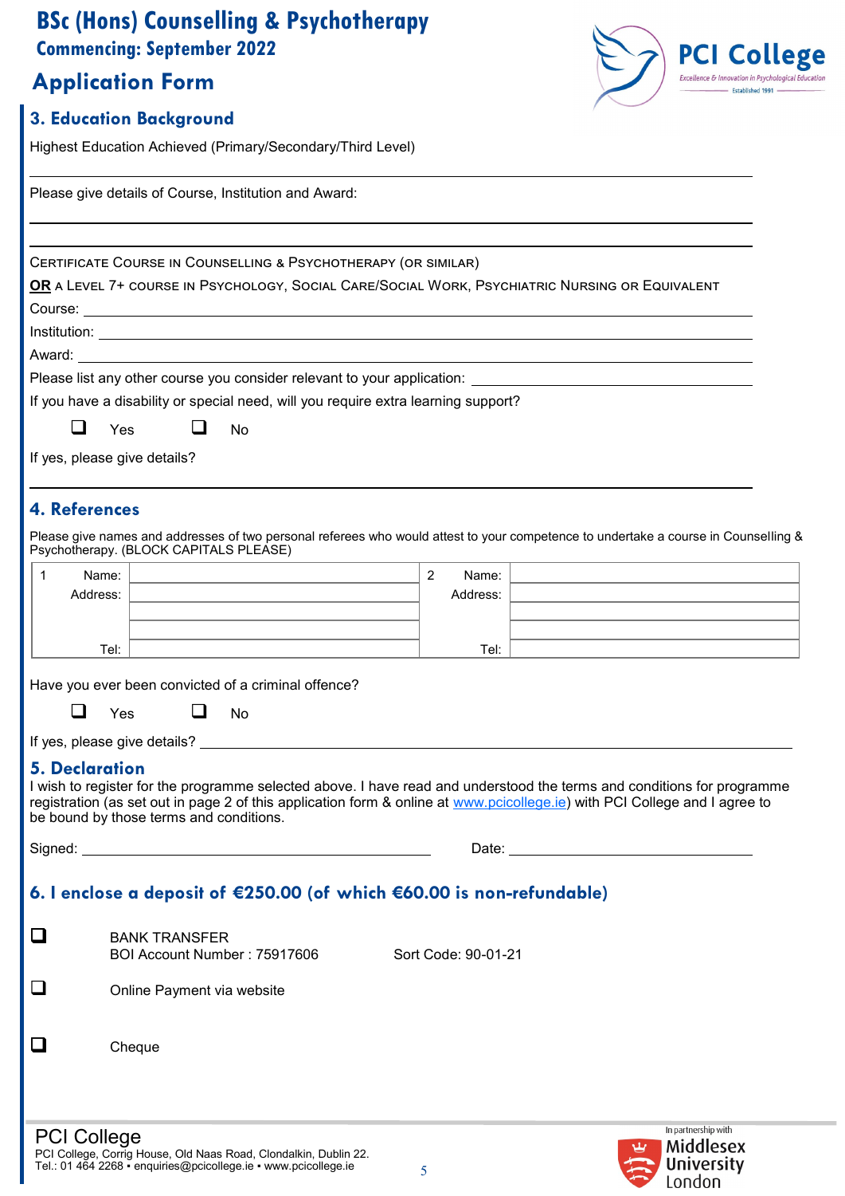# BSc (Hons) Counselling & Psychotherapy

**Commencing: September 2022**

## Application Form

### 3. Education Background

Highest Education Achieved (Primary/Secondary/Third Level)

\_\_\_\_\_\_\_\_\_\_\_\_\_\_\_\_\_\_\_\_\_\_\_\_\_\_\_\_\_\_\_\_\_\_\_\_\_\_\_\_

Please give details of Course, Institution and Award:

\_\_\_\_\_\_\_\_\_\_\_\_\_\_\_\_\_\_\_\_\_\_\_\_\_\_\_\_\_\_\_\_\_\_\_\_\_\_\_\_

\_\_\_\_\_\_\_\_\_\_\_\_\_\_\_\_\_\_\_\_\_\_\_\_\_\_\_\_\_\_\_\_\_\_\_\_\_\_\_\_

CERTIFICATE COURSE IN COUNSELLING & PSYCHOTHERAPY (OR SIMILAR)

**OR** A LEVEL 7+ COURSE IN PSYCHOLOGY, SOCIAL CARE/SOCIAL WORK, PSYCHIATRIC NURSING OR EQUIVALENT

Course: \_\_\_\_\_\_\_\_\_\_\_\_\_\_\_\_\_\_\_\_\_\_\_\_\_\_\_\_\_\_\_\_\_\_\_\_

Institution: \_\_\_\_\_\_\_\_\_\_\_\_\_\_\_\_\_\_\_\_\_\_\_\_\_\_\_\_\_\_\_\_\_\_\_\_

Award: \_\_\_\_\_\_\_\_\_\_\_\_\_\_\_\_\_\_\_\_\_\_\_\_\_\_\_\_\_\_\_\_\_\_\_\_

Please list any other course you consider relevant to your application: \_\_\_\_\_\_\_\_\_\_\_\_\_\_\_\_\_\_

If you have a disability or special need, will you require extra learning support?

☐ Yes ☐ No

If yes, please give details?

\_\_\_\_\_\_\_\_\_\_\_\_\_\_\_\_\_\_\_\_\_\_\_\_\_\_\_\_\_\_\_\_\_\_\_\_\_\_\_\_

### 4. References

Please give names and addresses of two personal referees who would attest to your competence to undertake a course in Counselling & Psychotherapy. (BLOCK CAPITALS PLEASE)

| | | | |
|---|---|---|---|
| 1 Name: | | 2 Name: | |
| Address: | | Address: | |
| | | | |
| | | | |
| Tel: | | Tel: | |

Have you ever been convicted of a criminal offence?

☐ Yes ☐ No

If yes, please give details? \_\_\_\_\_\_\_\_\_\_\_\_\_\_\_\_\_\_\_\_\_\_\_\_\_\_\_\_\_\_\_\_\_\_\_\_

### 5. Declaration

I wish to register for the programme selected above. I have read and understood the terms and conditions for programme registration (as set out in page 2 of this application form & online at [www.pcicollege.ie](http://www.pcicollege.ie)) with PCI College and I agree to be bound by those terms and conditions.

Signed: \_\_\_\_\_\_\_\_\_\_\_\_\_\_\_\_\_\_\_\_\_\_\_\_\_\_\_\_ Date: \_\_\_\_\_\_\_\_\_\_\_\_\_\_\_\_\_\_

### 6. I enclose a deposit of €250.00 (of which €60.00 is non-refundable)

☐ BANK TRANSFER
BOI Account Number : 75917606 Sort Code: 90-01-21

☐ Online Payment via website

☐ Cheque

PCI College

PCI College, Corrig House, Old Naas Road, Clondalkin, Dublin 22.
Tel.: 01 464 2268 • enquiries@pcicollege.ie • www.pcicollege.ie

In partnership with Middlesex University London